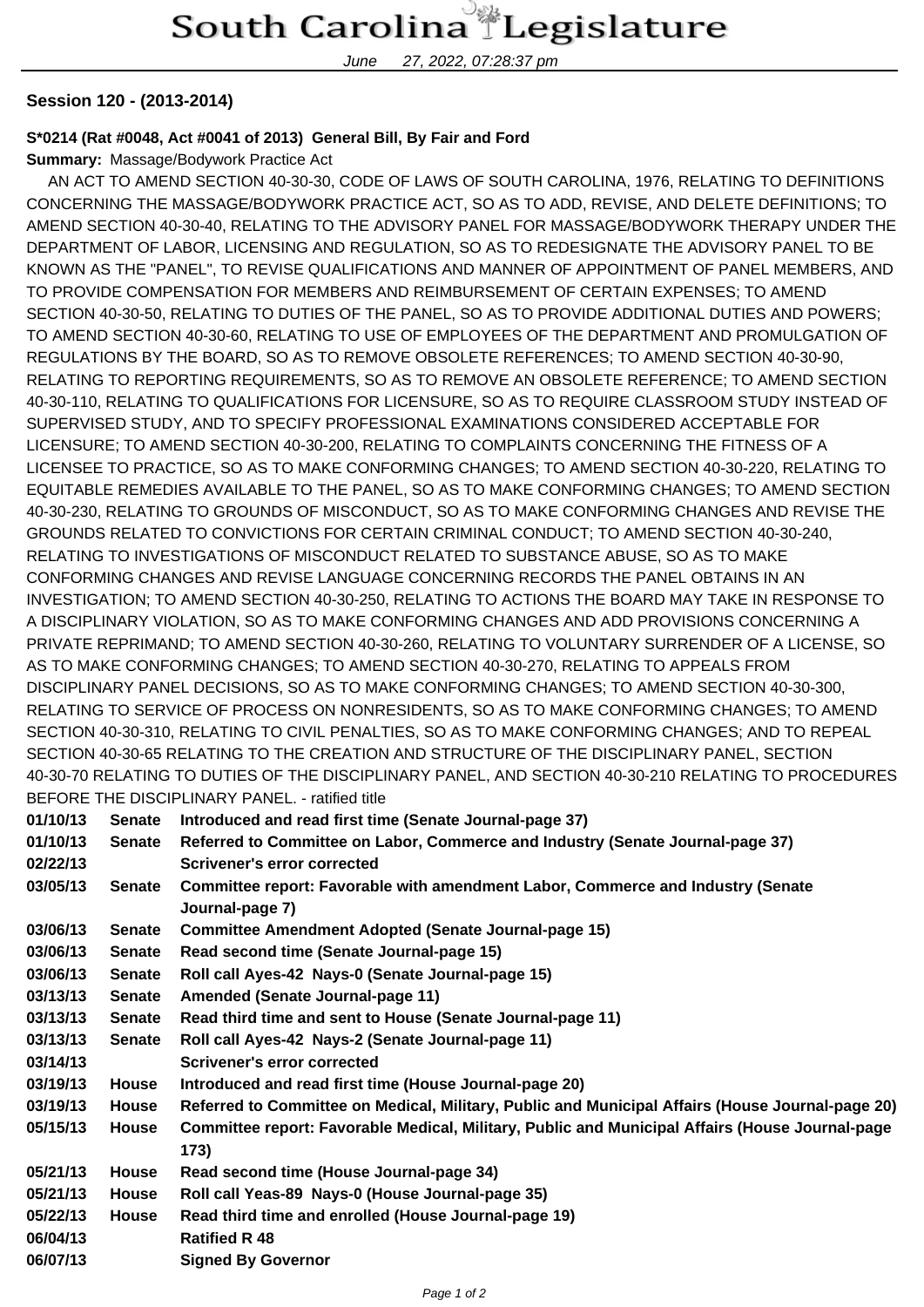# South Carolina Legislature

June 27, 2022, 07:28:37 pm

## Session 120 - (2013-2014)

**S*0214 (Rat #0048, Act #0041 of 2013) General Bill, By Fair and Ford**

**Summary:** Massage/Bodywork Practice Act

AN ACT TO AMEND SECTION 40-30-30, CODE OF LAWS OF SOUTH CAROLINA, 1976, RELATING TO DEFINITIONS CONCERNING THE MASSAGE/BODYWORK PRACTICE ACT, SO AS TO ADD, REVISE, AND DELETE DEFINITIONS; TO AMEND SECTION 40-30-40, RELATING TO THE ADVISORY PANEL FOR MASSAGE/BODYWORK THERAPY UNDER THE DEPARTMENT OF LABOR, LICENSING AND REGULATION, SO AS TO REDESIGNATE THE ADVISORY PANEL TO BE KNOWN AS THE "PANEL", TO REVISE QUALIFICATIONS AND MANNER OF APPOINTMENT OF PANEL MEMBERS, AND TO PROVIDE COMPENSATION FOR MEMBERS AND REIMBURSEMENT OF CERTAIN EXPENSES; TO AMEND SECTION 40-30-50, RELATING TO DUTIES OF THE PANEL, SO AS TO PROVIDE ADDITIONAL DUTIES AND POWERS; TO AMEND SECTION 40-30-60, RELATING TO USE OF EMPLOYEES OF THE DEPARTMENT AND PROMULGATION OF REGULATIONS BY THE BOARD, SO AS TO REMOVE OBSOLETE REFERENCES; TO AMEND SECTION 40-30-90, RELATING TO REPORTING REQUIREMENTS, SO AS TO REMOVE AN OBSOLETE REFERENCE; TO AMEND SECTION 40-30-110, RELATING TO QUALIFICATIONS FOR LICENSURE, SO AS TO REQUIRE CLASSROOM STUDY INSTEAD OF SUPERVISED STUDY, AND TO SPECIFY PROFESSIONAL EXAMINATIONS CONSIDERED ACCEPTABLE FOR LICENSURE; TO AMEND SECTION 40-30-200, RELATING TO COMPLAINTS CONCERNING THE FITNESS OF A LICENSEE TO PRACTICE, SO AS TO MAKE CONFORMING CHANGES; TO AMEND SECTION 40-30-220, RELATING TO EQUITABLE REMEDIES AVAILABLE TO THE PANEL, SO AS TO MAKE CONFORMING CHANGES; TO AMEND SECTION 40-30-230, RELATING TO GROUNDS OF MISCONDUCT, SO AS TO MAKE CONFORMING CHANGES AND REVISE THE GROUNDS RELATED TO CONVICTIONS FOR CERTAIN CRIMINAL CONDUCT; TO AMEND SECTION 40-30-240, RELATING TO INVESTIGATIONS OF MISCONDUCT RELATED TO SUBSTANCE ABUSE, SO AS TO MAKE CONFORMING CHANGES AND REVISE LANGUAGE CONCERNING RECORDS THE PANEL OBTAINS IN AN INVESTIGATION; TO AMEND SECTION 40-30-250, RELATING TO ACTIONS THE BOARD MAY TAKE IN RESPONSE TO A DISCIPLINARY VIOLATION, SO AS TO MAKE CONFORMING CHANGES AND ADD PROVISIONS CONCERNING A PRIVATE REPRIMAND; TO AMEND SECTION 40-30-260, RELATING TO VOLUNTARY SURRENDER OF A LICENSE, SO AS TO MAKE CONFORMING CHANGES; TO AMEND SECTION 40-30-270, RELATING TO APPEALS FROM DISCIPLINARY PANEL DECISIONS, SO AS TO MAKE CONFORMING CHANGES; TO AMEND SECTION 40-30-300, RELATING TO SERVICE OF PROCESS ON NONRESIDENTS, SO AS TO MAKE CONFORMING CHANGES; TO AMEND SECTION 40-30-310, RELATING TO CIVIL PENALTIES, SO AS TO MAKE CONFORMING CHANGES; AND TO REPEAL SECTION 40-30-65 RELATING TO THE CREATION AND STRUCTURE OF THE DISCIPLINARY PANEL, SECTION 40-30-70 RELATING TO DUTIES OF THE DISCIPLINARY PANEL, AND SECTION 40-30-210 RELATING TO PROCEDURES BEFORE THE DISCIPLINARY PANEL. - ratified title

| Date | Body | Action |
|---|---|---|
| **01/10/13** | **Senate** | **Introduced and read first time (Senate Journal-page 37)** |
| **01/10/13** | **Senate** | **Referred to Committee on Labor, Commerce and Industry (Senate Journal-page 37)** |
| **02/22/13** | | **Scrivener's error corrected** |
| **03/05/13** | **Senate** | **Committee report: Favorable with amendment Labor, Commerce and Industry (Senate Journal-page 7)** |
| **03/06/13** | **Senate** | **Committee Amendment Adopted (Senate Journal-page 15)** |
| **03/06/13** | **Senate** | **Read second time (Senate Journal-page 15)** |
| **03/06/13** | **Senate** | **Roll call Ayes-42 Nays-0 (Senate Journal-page 15)** |
| **03/13/13** | **Senate** | **Amended (Senate Journal-page 11)** |
| **03/13/13** | **Senate** | **Read third time and sent to House (Senate Journal-page 11)** |
| **03/13/13** | **Senate** | **Roll call Ayes-42 Nays-2 (Senate Journal-page 11)** |
| **03/14/13** | | **Scrivener's error corrected** |
| **03/19/13** | **House** | **Introduced and read first time (House Journal-page 20)** |
| **03/19/13** | **House** | **Referred to Committee on Medical, Military, Public and Municipal Affairs (House Journal-page 20)** |
| **05/15/13** | **House** | **Committee report: Favorable Medical, Military, Public and Municipal Affairs (House Journal-page 173)** |
| **05/21/13** | **House** | **Read second time (House Journal-page 34)** |
| **05/21/13** | **House** | **Roll call Yeas-89 Nays-0 (House Journal-page 35)** |
| **05/22/13** | **House** | **Read third time and enrolled (House Journal-page 19)** |
| **06/04/13** | | **Ratified R 48** |
| **06/07/13** | | **Signed By Governor** |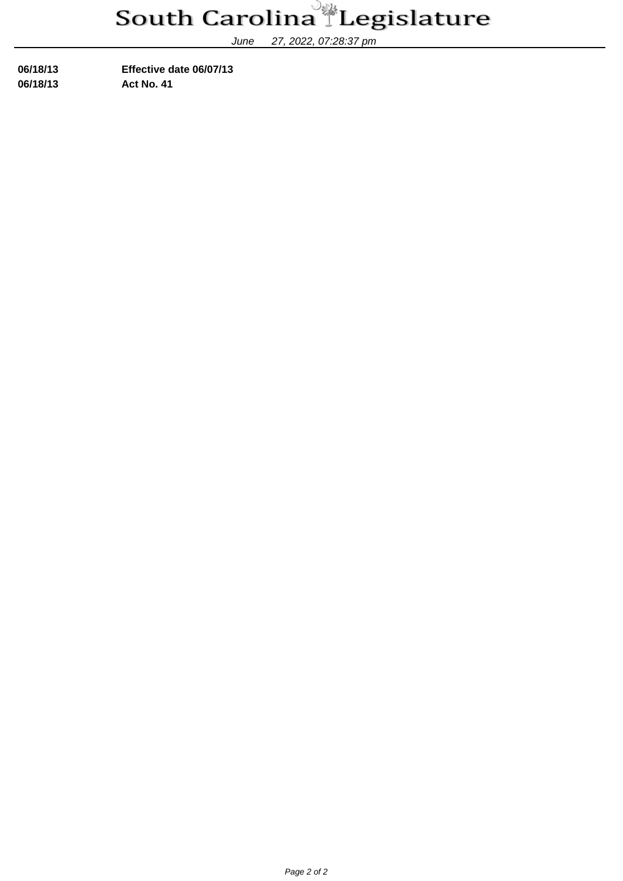| | |
|---|---|
| **06/18/13** | **Effective date 06/07/13** |
| **06/18/13** | **Act No. 41** |